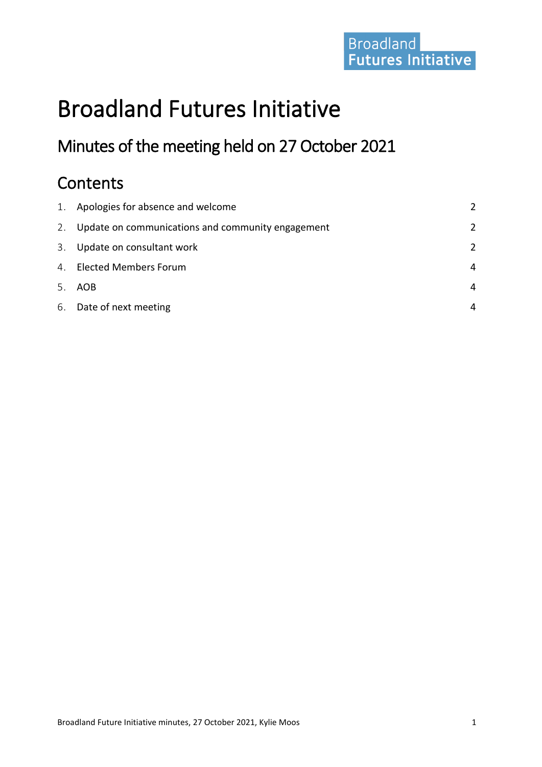Broadland Futures Initiative

# Broadland Futures Initiative

## Minutes of the meeting held on 27 October 2021

## Contents

1. Apologies for absence and welcome 2
2. Update on communications and community engagement 2
3. Update on consultant work 2
4. Elected Members Forum 4
5. AOB 4
6. Date of next meeting 4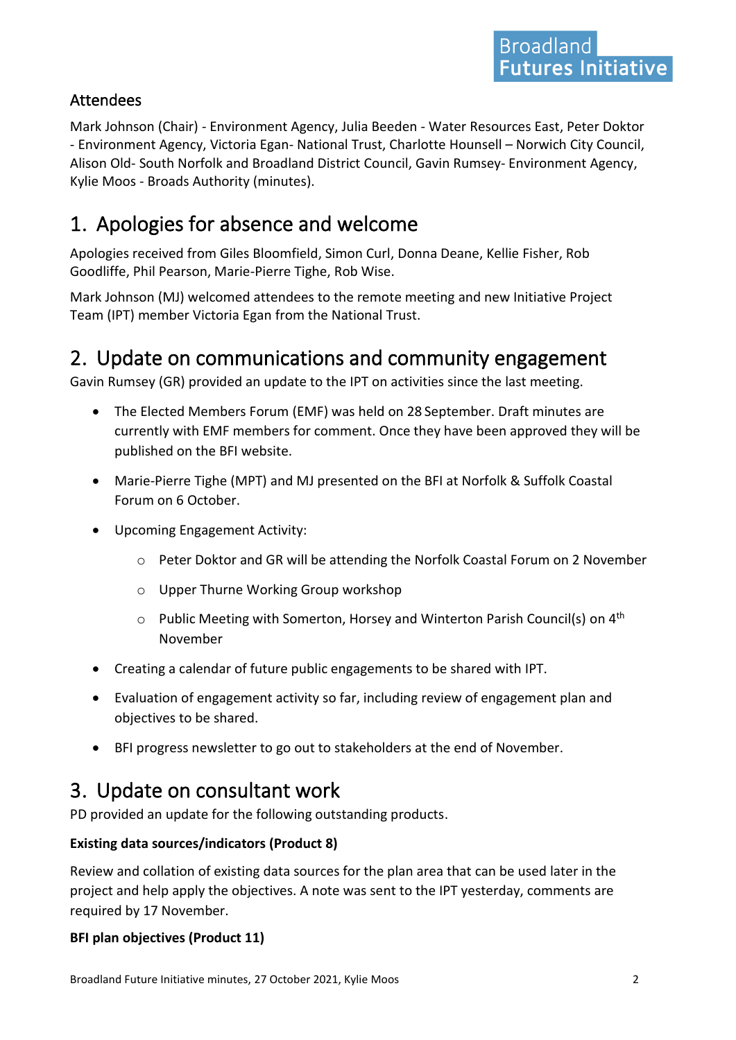### Attendees

Mark Johnson (Chair) - Environment Agency, Julia Beeden - Water Resources East, Peter Doktor - Environment Agency, Victoria Egan- National Trust, Charlotte Hounsell – Norwich City Council, Alison Old- South Norfolk and Broadland District Council, Gavin Rumsey- Environment Agency, Kylie Moos - Broads Authority (minutes).

## 1. Apologies for absence and welcome

Apologies received from Giles Bloomfield, Simon Curl, Donna Deane, Kellie Fisher, Rob Goodliffe, Phil Pearson, Marie-Pierre Tighe, Rob Wise.

Mark Johnson (MJ) welcomed attendees to the remote meeting and new Initiative Project Team (IPT) member Victoria Egan from the National Trust.

## 2. Update on communications and community engagement

Gavin Rumsey (GR) provided an update to the IPT on activities since the last meeting.

- The Elected Members Forum (EMF) was held on 28 September. Draft minutes are currently with EMF members for comment. Once they have been approved they will be published on the BFI website.
- Marie-Pierre Tighe (MPT) and MJ presented on the BFI at Norfolk & Suffolk Coastal Forum on 6 October.
- Upcoming Engagement Activity:
  - Peter Doktor and GR will be attending the Norfolk Coastal Forum on 2 November
  - Upper Thurne Working Group workshop
  - Public Meeting with Somerton, Horsey and Winterton Parish Council(s) on 4th November
- Creating a calendar of future public engagements to be shared with IPT.
- Evaluation of engagement activity so far, including review of engagement plan and objectives to be shared.
- BFI progress newsletter to go out to stakeholders at the end of November.

## 3. Update on consultant work

PD provided an update for the following outstanding products.

**Existing data sources/indicators (Product 8)**

Review and collation of existing data sources for the plan area that can be used later in the project and help apply the objectives. A note was sent to the IPT yesterday, comments are required by 17 November.

**BFI plan objectives (Product 11)**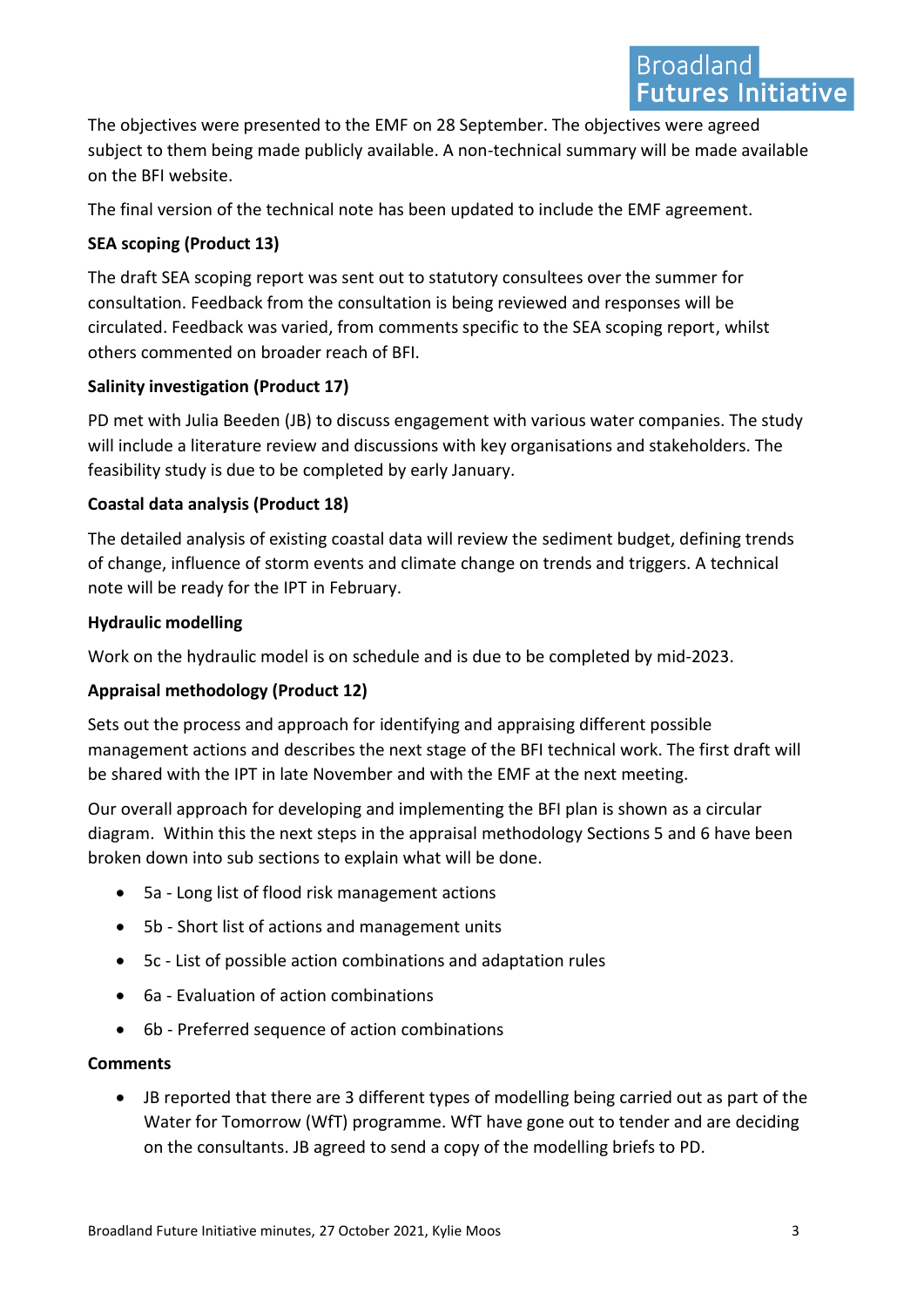The objectives were presented to the EMF on 28 September. The objectives were agreed subject to them being made publicly available. A non-technical summary will be made available on the BFI website.

The final version of the technical note has been updated to include the EMF agreement.

**SEA scoping (Product 13)**

The draft SEA scoping report was sent out to statutory consultees over the summer for consultation. Feedback from the consultation is being reviewed and responses will be circulated. Feedback was varied, from comments specific to the SEA scoping report, whilst others commented on broader reach of BFI.

**Salinity investigation (Product 17)**

PD met with Julia Beeden (JB) to discuss engagement with various water companies. The study will include a literature review and discussions with key organisations and stakeholders. The feasibility study is due to be completed by early January.

**Coastal data analysis (Product 18)**

The detailed analysis of existing coastal data will review the sediment budget, defining trends of change, influence of storm events and climate change on trends and triggers. A technical note will be ready for the IPT in February.

**Hydraulic modelling**

Work on the hydraulic model is on schedule and is due to be completed by mid-2023.

**Appraisal methodology (Product 12)**

Sets out the process and approach for identifying and appraising different possible management actions and describes the next stage of the BFI technical work. The first draft will be shared with the IPT in late November and with the EMF at the next meeting.

Our overall approach for developing and implementing the BFI plan is shown as a circular diagram. Within this the next steps in the appraisal methodology Sections 5 and 6 have been broken down into sub sections to explain what will be done.

- 5a - Long list of flood risk management actions
- 5b - Short list of actions and management units
- 5c - List of possible action combinations and adaptation rules
- 6a - Evaluation of action combinations
- 6b - Preferred sequence of action combinations

**Comments**

- JB reported that there are 3 different types of modelling being carried out as part of the Water for Tomorrow (WfT) programme. WfT have gone out to tender and are deciding on the consultants. JB agreed to send a copy of the modelling briefs to PD.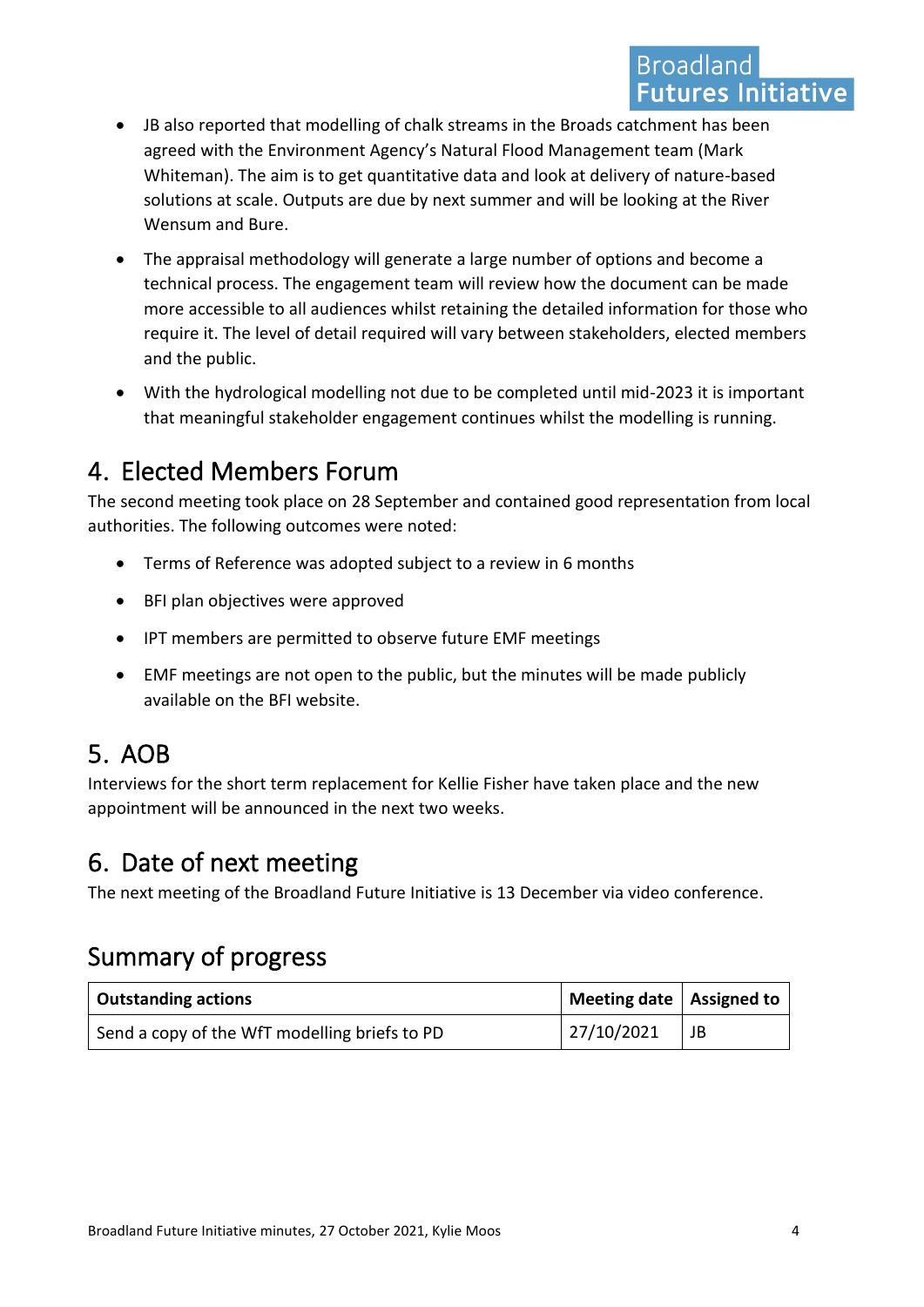- JB also reported that modelling of chalk streams in the Broads catchment has been agreed with the Environment Agency's Natural Flood Management team (Mark Whiteman). The aim is to get quantitative data and look at delivery of nature-based solutions at scale. Outputs are due by next summer and will be looking at the River Wensum and Bure.
- The appraisal methodology will generate a large number of options and become a technical process. The engagement team will review how the document can be made more accessible to all audiences whilst retaining the detailed information for those who require it. The level of detail required will vary between stakeholders, elected members and the public.
- With the hydrological modelling not due to be completed until mid-2023 it is important that meaningful stakeholder engagement continues whilst the modelling is running.

## 4. Elected Members Forum

The second meeting took place on 28 September and contained good representation from local authorities. The following outcomes were noted:

- Terms of Reference was adopted subject to a review in 6 months
- BFI plan objectives were approved
- IPT members are permitted to observe future EMF meetings
- EMF meetings are not open to the public, but the minutes will be made publicly available on the BFI website.

## 5. AOB

Interviews for the short term replacement for Kellie Fisher have taken place and the new appointment will be announced in the next two weeks.

## 6. Date of next meeting

The next meeting of the Broadland Future Initiative is 13 December via video conference.

## Summary of progress

| Outstanding actions | Meeting date | Assigned to |
|---|---|---|
| Send a copy of the WfT modelling briefs to PD | 27/10/2021 | JB |